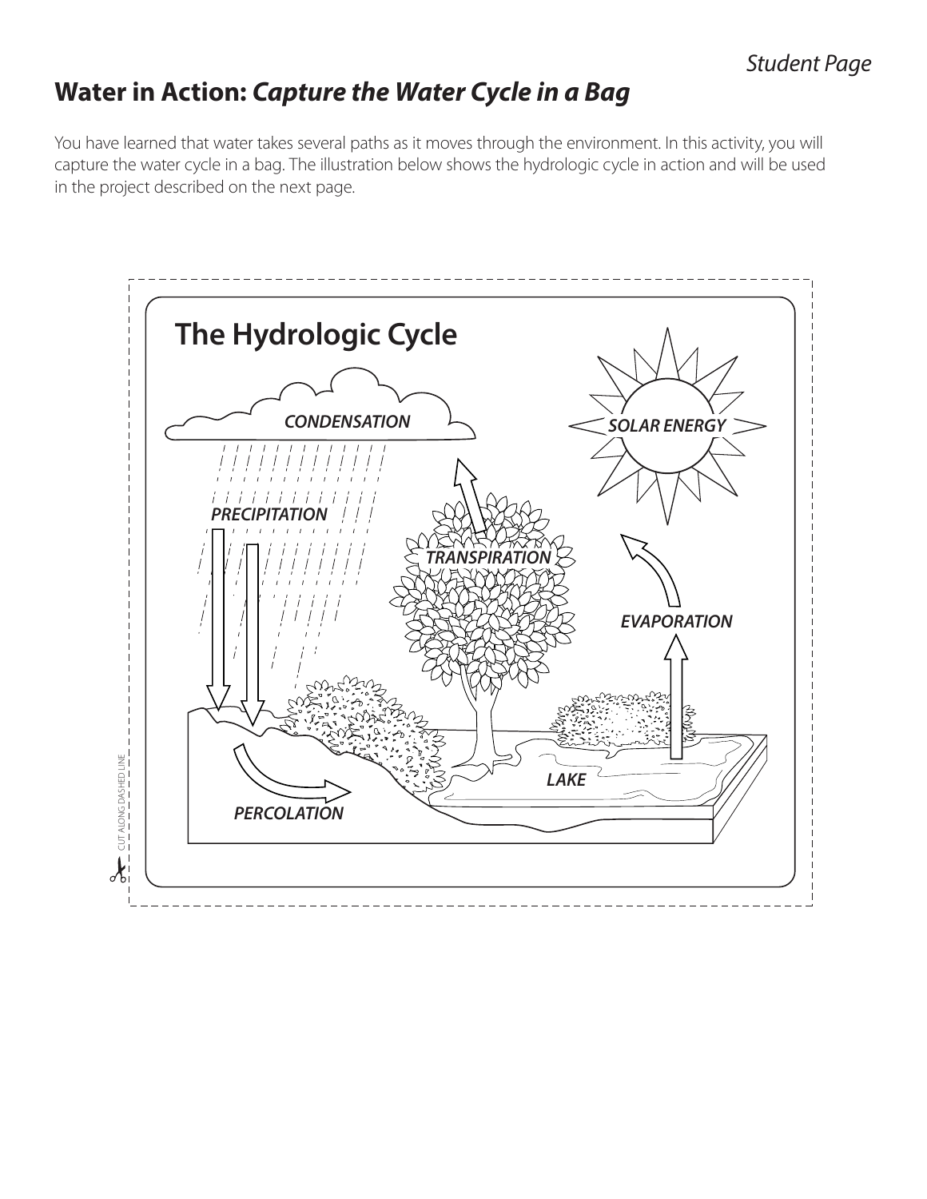Student Page

# Water in Action: *Capture the Water Cycle in a Bag*

You have learned that water takes several paths as it moves through the environment. In this activity, you will capture the water cycle in a bag. The illustration below shows the hydrologic cycle in action and will be used in the project described on the next page.

## The Hydrologic Cycle

*CONDENSATION*

*SOLAR ENERGY*

*PRECIPITATION*

*TRANSPIRATION*

*EVAPORATION*

*LAKE*

*PERCOLATION*

CUT ALONG DASHED LINE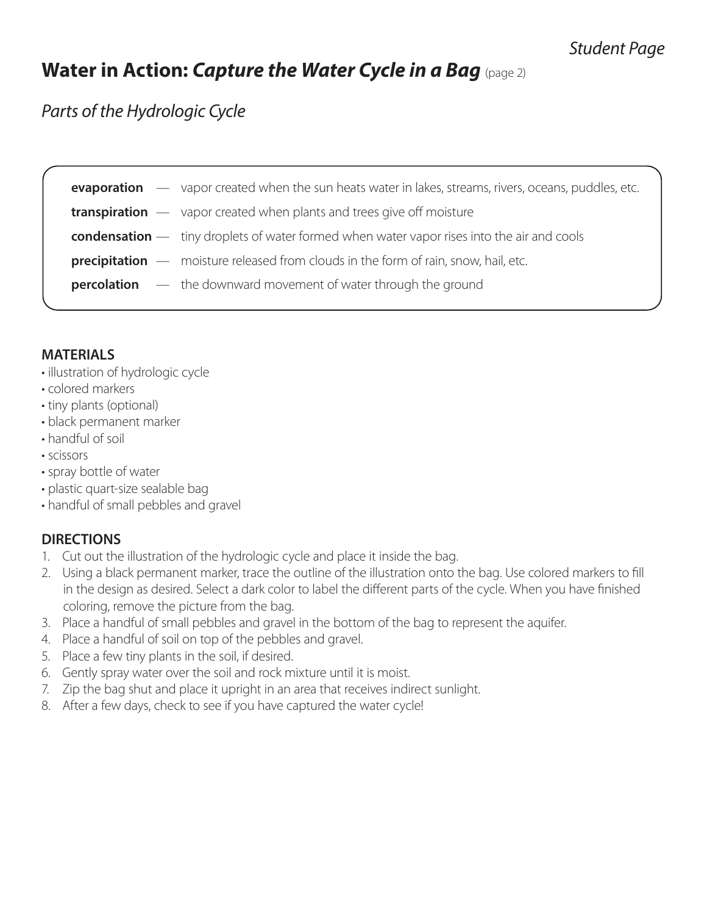*Student Page*

# Water in Action: *Capture the Water Cycle in a Bag* (page 2)

*Parts of the Hydrologic Cycle*

**evaporation** — vapor created when the sun heats water in lakes, streams, rivers, oceans, puddles, etc.

**transpiration** — vapor created when plants and trees give off moisture

**condensation** — tiny droplets of water formed when water vapor rises into the air and cools

**precipitation** — moisture released from clouds in the form of rain, snow, hail, etc.

**percolation** — the downward movement of water through the ground

## MATERIALS

- illustration of hydrologic cycle
- colored markers
- tiny plants (optional)
- black permanent marker
- handful of soil
- scissors
- spray bottle of water
- plastic quart-size sealable bag
- handful of small pebbles and gravel

## DIRECTIONS

1. Cut out the illustration of the hydrologic cycle and place it inside the bag.
2. Using a black permanent marker, trace the outline of the illustration onto the bag. Use colored markers to fill in the design as desired. Select a dark color to label the different parts of the cycle. When you have finished coloring, remove the picture from the bag.
3. Place a handful of small pebbles and gravel in the bottom of the bag to represent the aquifer.
4. Place a handful of soil on top of the pebbles and gravel.
5. Place a few tiny plants in the soil, if desired.
6. Gently spray water over the soil and rock mixture until it is moist.
7. Zip the bag shut and place it upright in an area that receives indirect sunlight.
8. After a few days, check to see if you have captured the water cycle!